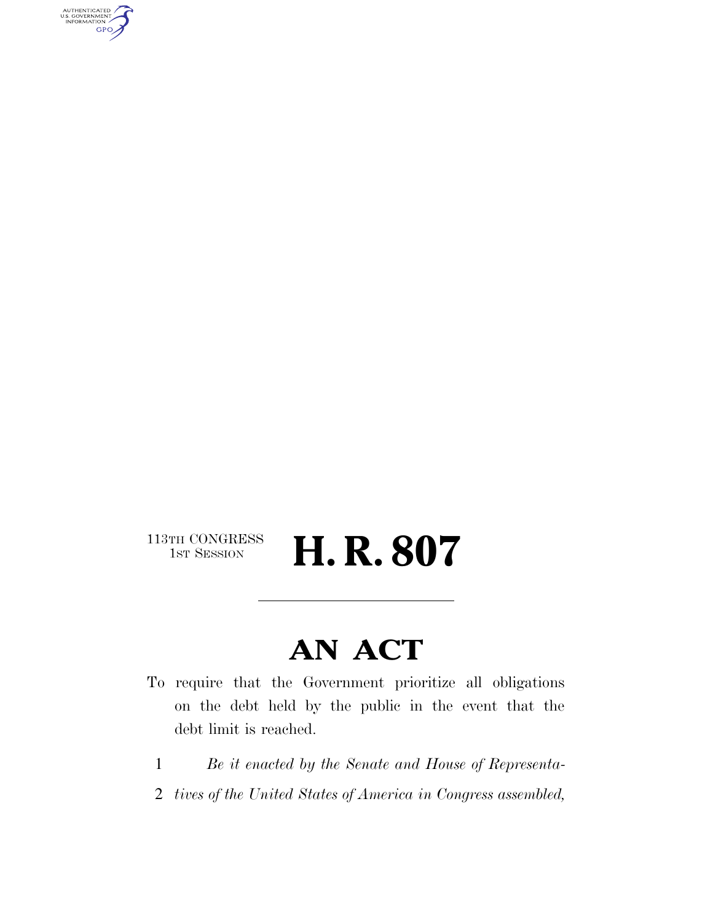113TH CONGRESS
1ST SESSION

# H. R. 807

## AN ACT

To require that the Government prioritize all obligations on the debt held by the public in the event that the debt limit is reached.

1 *Be it enacted by the Senate and House of Representa-*
2 *tives of the United States of America in Congress assembled,*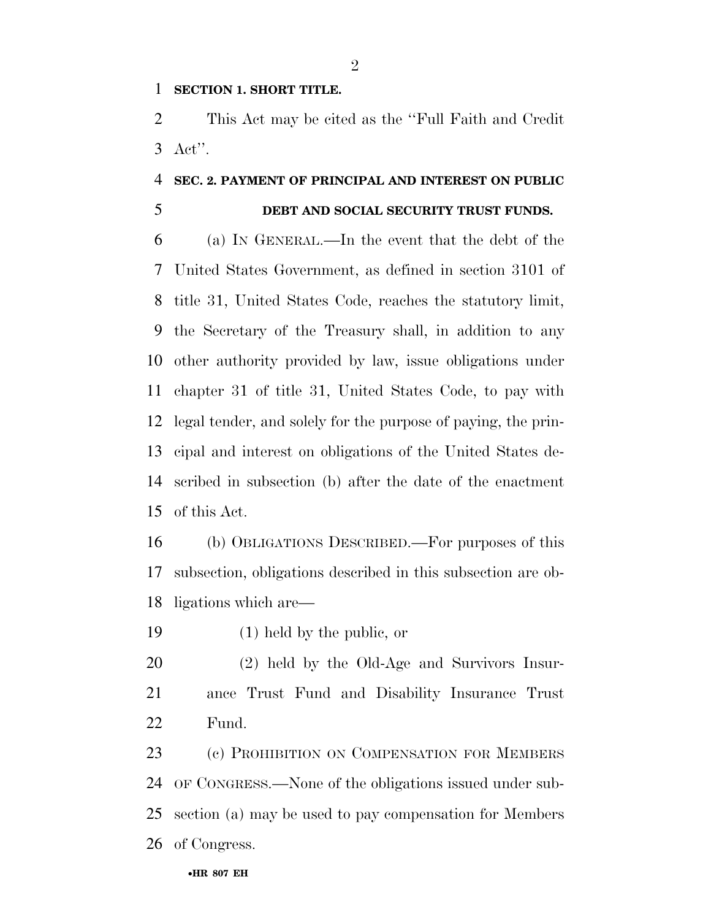**SECTION 1. SHORT TITLE.**

This Act may be cited as the ''Full Faith and Credit Act''.

**SEC. 2. PAYMENT OF PRINCIPAL AND INTEREST ON PUBLIC DEBT AND SOCIAL SECURITY TRUST FUNDS.**

(a) IN GENERAL.—In the event that the debt of the United States Government, as defined in section 3101 of title 31, United States Code, reaches the statutory limit, the Secretary of the Treasury shall, in addition to any other authority provided by law, issue obligations under chapter 31 of title 31, United States Code, to pay with legal tender, and solely for the purpose of paying, the principal and interest on obligations of the United States described in subsection (b) after the date of the enactment of this Act.

(b) OBLIGATIONS DESCRIBED.—For purposes of this subsection, obligations described in this subsection are obligations which are—

(1) held by the public, or

(2) held by the Old-Age and Survivors Insurance Trust Fund and Disability Insurance Trust Fund.

(c) PROHIBITION ON COMPENSATION FOR MEMBERS OF CONGRESS.—None of the obligations issued under subsection (a) may be used to pay compensation for Members of Congress.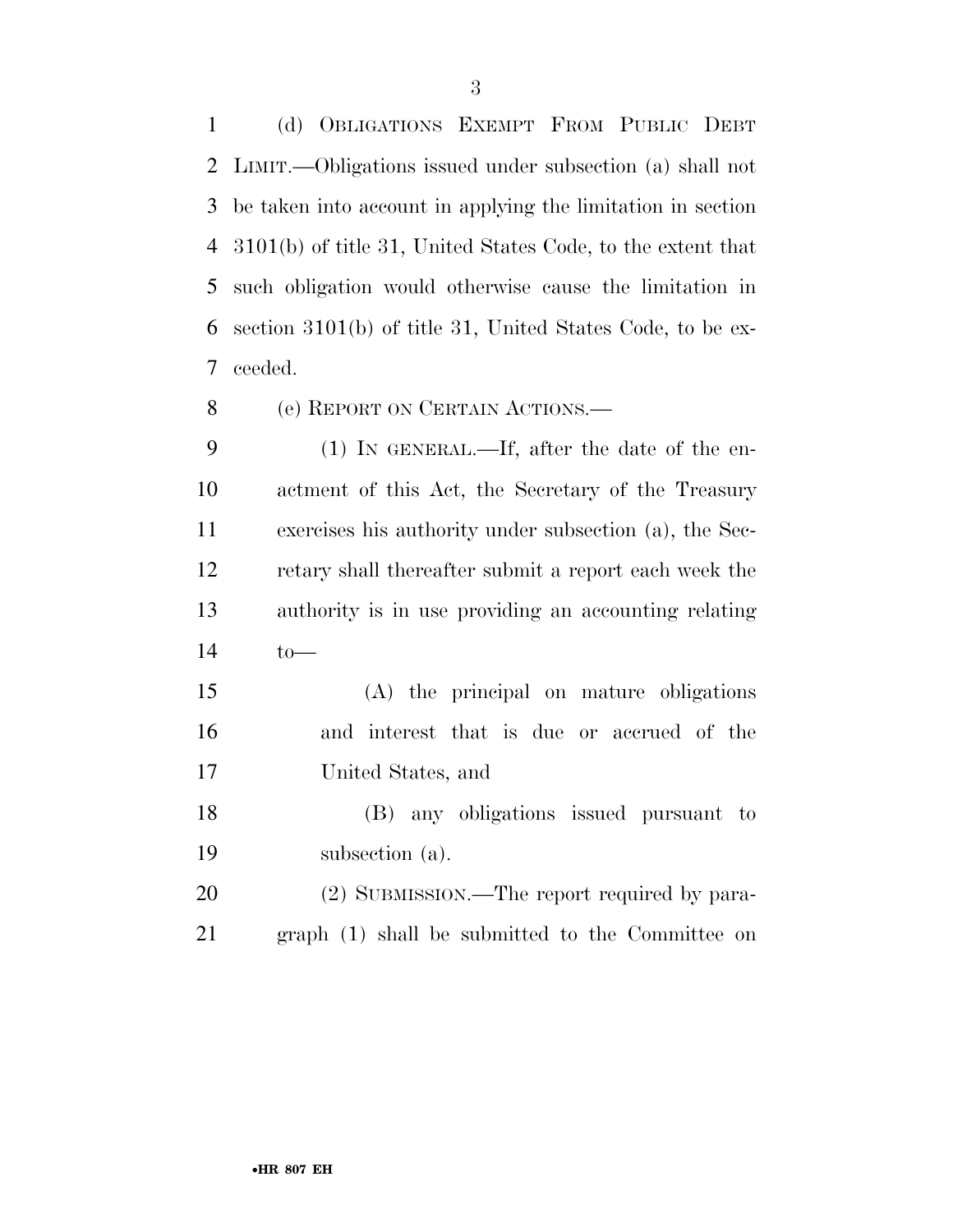(d) OBLIGATIONS EXEMPT FROM PUBLIC DEBT LIMIT.—Obligations issued under subsection (a) shall not be taken into account in applying the limitation in section 3101(b) of title 31, United States Code, to the extent that such obligation would otherwise cause the limitation in section 3101(b) of title 31, United States Code, to be exceeded.

(e) REPORT ON CERTAIN ACTIONS.—

(1) IN GENERAL.—If, after the date of the enactment of this Act, the Secretary of the Treasury exercises his authority under subsection (a), the Secretary shall thereafter submit a report each week the authority is in use providing an accounting relating to—

(A) the principal on mature obligations and interest that is due or accrued of the United States, and

(B) any obligations issued pursuant to subsection (a).

(2) SUBMISSION.—The report required by paragraph (1) shall be submitted to the Committee on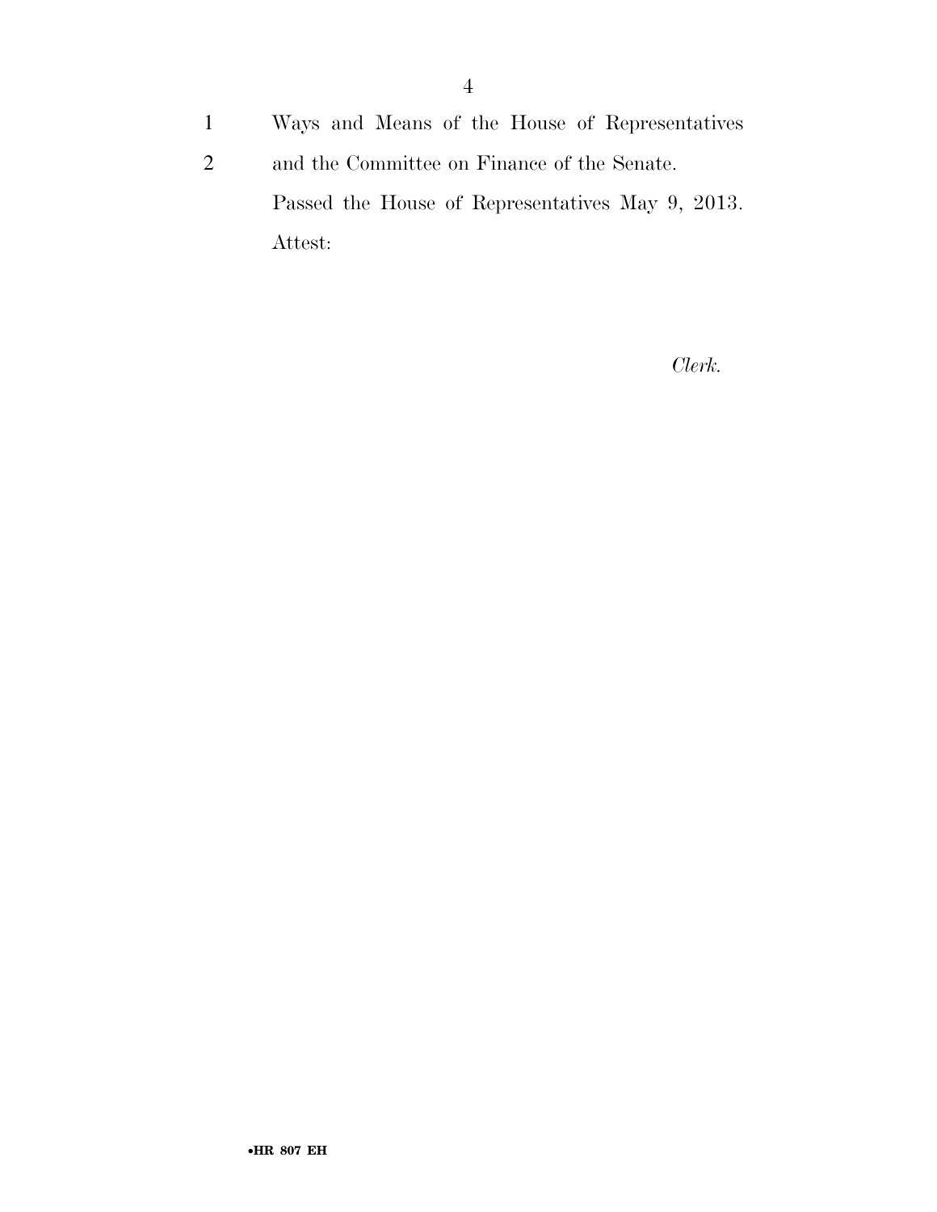Ways and Means of the House of Representatives and the Committee on Finance of the Senate.

Passed the House of Representatives May 9, 2013.

Attest:

*Clerk.*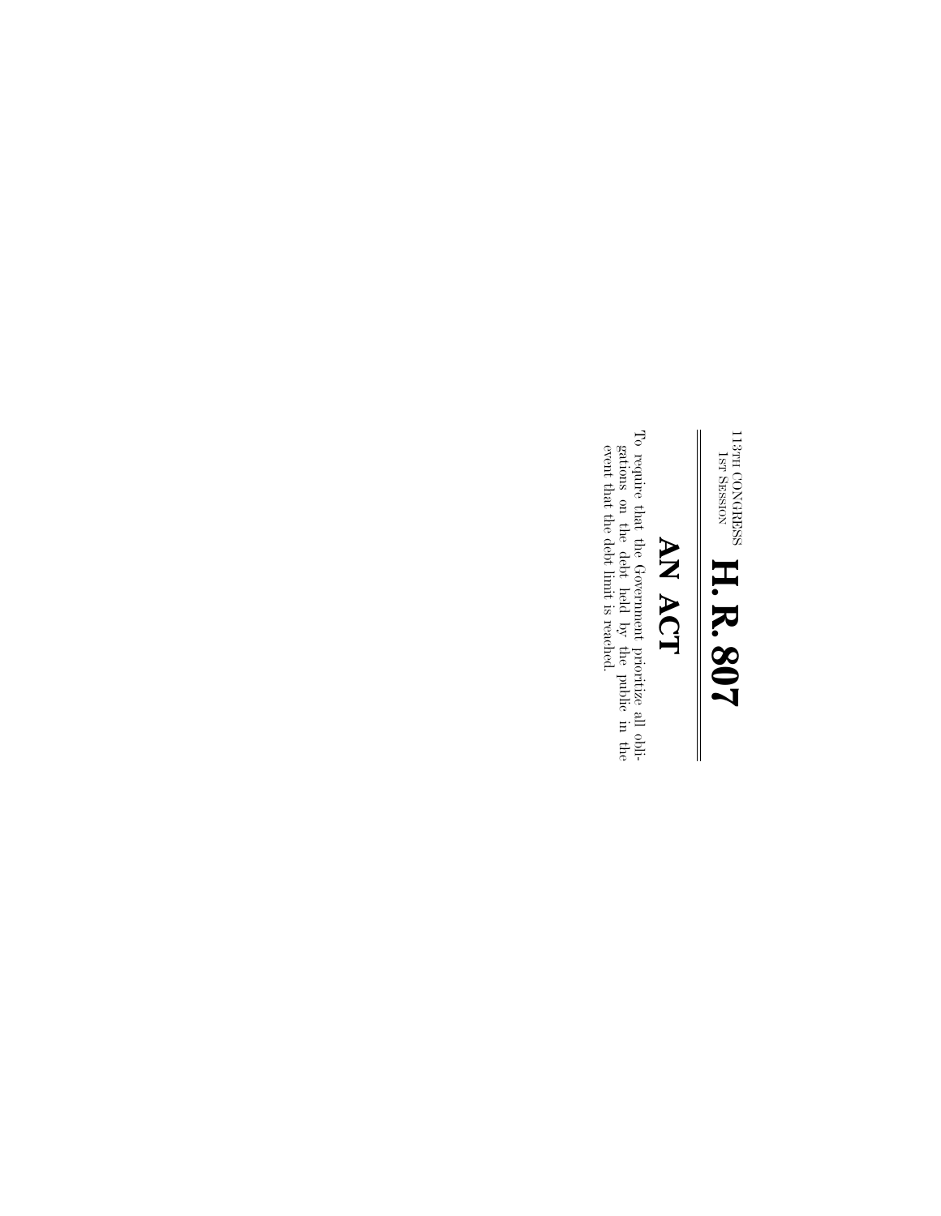113TH CONGRESS
1ST SESSION

# H. R. 807

---

# AN ACT

To require that the Government prioritize all obligations on the debt held by the public in the event that the debt limit is reached.